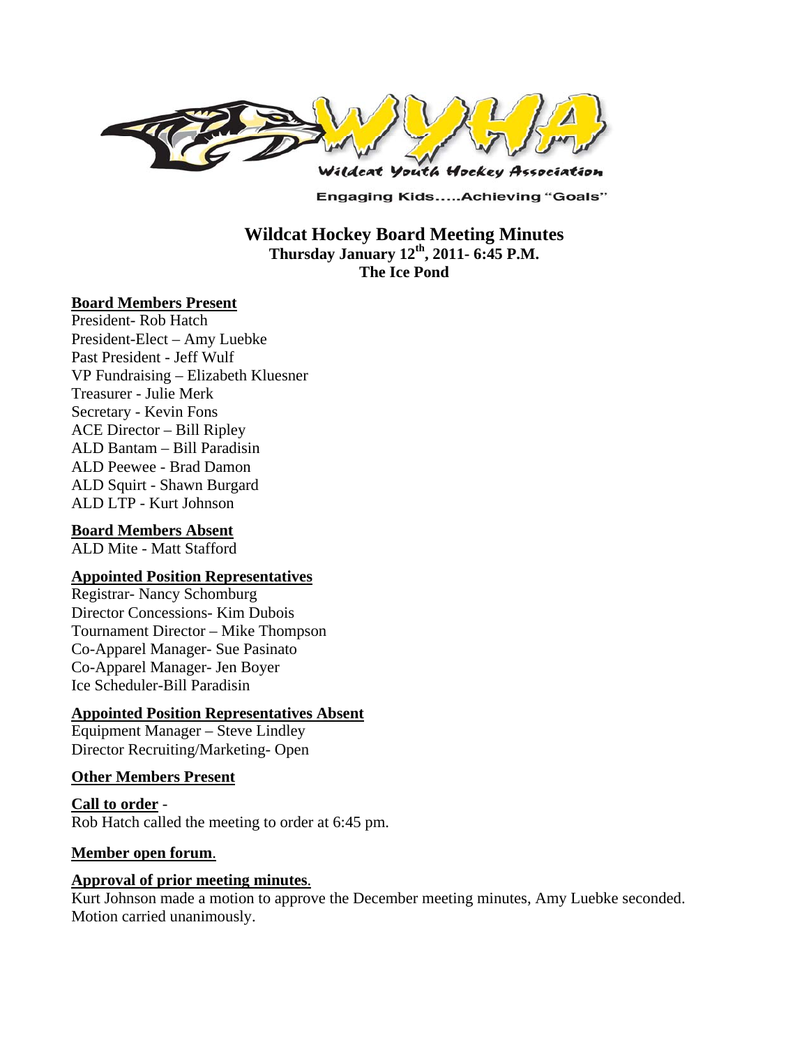Wildcat Youth Hockey Association

Engaging Kids.....Achieving "Goals"

# Wildcat Hockey Board Meeting Minutes

**Thursday January 12th, 2011- 6:45 P.M.**
**The Ice Pond**

**Board Members Present**

President- Rob Hatch
President-Elect – Amy Luebke
Past President - Jeff Wulf
VP Fundraising – Elizabeth Kluesner
Treasurer - Julie Merk
Secretary - Kevin Fons
ACE Director – Bill Ripley
ALD Bantam – Bill Paradisin
ALD Peewee - Brad Damon
ALD Squirt - Shawn Burgard
ALD LTP - Kurt Johnson

**Board Members Absent**

ALD Mite - Matt Stafford

**Appointed Position Representatives**

Registrar- Nancy Schomburg
Director Concessions- Kim Dubois
Tournament Director – Mike Thompson
Co-Apparel Manager- Sue Pasinato
Co-Apparel Manager- Jen Boyer
Ice Scheduler-Bill Paradisin

**Appointed Position Representatives Absent**

Equipment Manager – Steve Lindley
Director Recruiting/Marketing- Open

**Other Members Present**

**Call to order** -
Rob Hatch called the meeting to order at 6:45 pm.

**Member open forum**.

**Approval of prior meeting minutes**.
Kurt Johnson made a motion to approve the December meeting minutes, Amy Luebke seconded. Motion carried unanimously.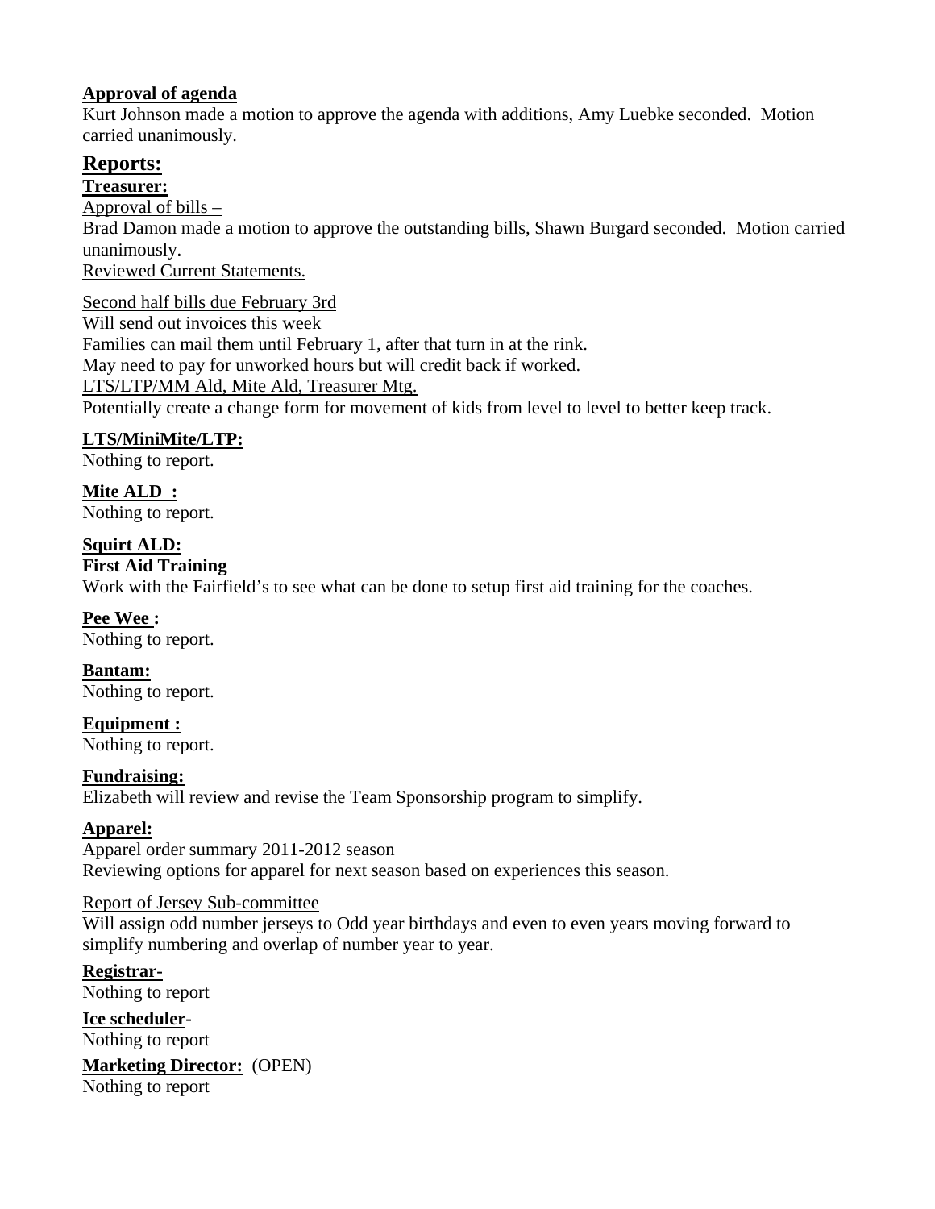**Approval of agenda**

Kurt Johnson made a motion to approve the agenda with additions, Amy Luebke seconded. Motion carried unanimously.

## Reports:

**Treasurer:**

Approval of bills –

Brad Damon made a motion to approve the outstanding bills, Shawn Burgard seconded. Motion carried unanimously.

Reviewed Current Statements.

Second half bills due February 3rd

Will send out invoices this week

Families can mail them until February 1, after that turn in at the rink.

May need to pay for unworked hours but will credit back if worked.

LTS/LTP/MM Ald, Mite Ald, Treasurer Mtg.

Potentially create a change form for movement of kids from level to level to better keep track.

**LTS/MiniMite/LTP:**

Nothing to report.

**Mite ALD :**

Nothing to report.

**Squirt ALD:**

**First Aid Training**

Work with the Fairfield's to see what can be done to setup first aid training for the coaches.

**Pee Wee :**

Nothing to report.

**Bantam:**

Nothing to report.

**Equipment :**

Nothing to report.

**Fundraising:**

Elizabeth will review and revise the Team Sponsorship program to simplify.

**Apparel:**

Apparel order summary 2011-2012 season

Reviewing options for apparel for next season based on experiences this season.

Report of Jersey Sub-committee

Will assign odd number jerseys to Odd year birthdays and even to even years moving forward to simplify numbering and overlap of number year to year.

**Registrar-**

Nothing to report

**Ice scheduler-**

Nothing to report

**Marketing Director:** (OPEN)

Nothing to report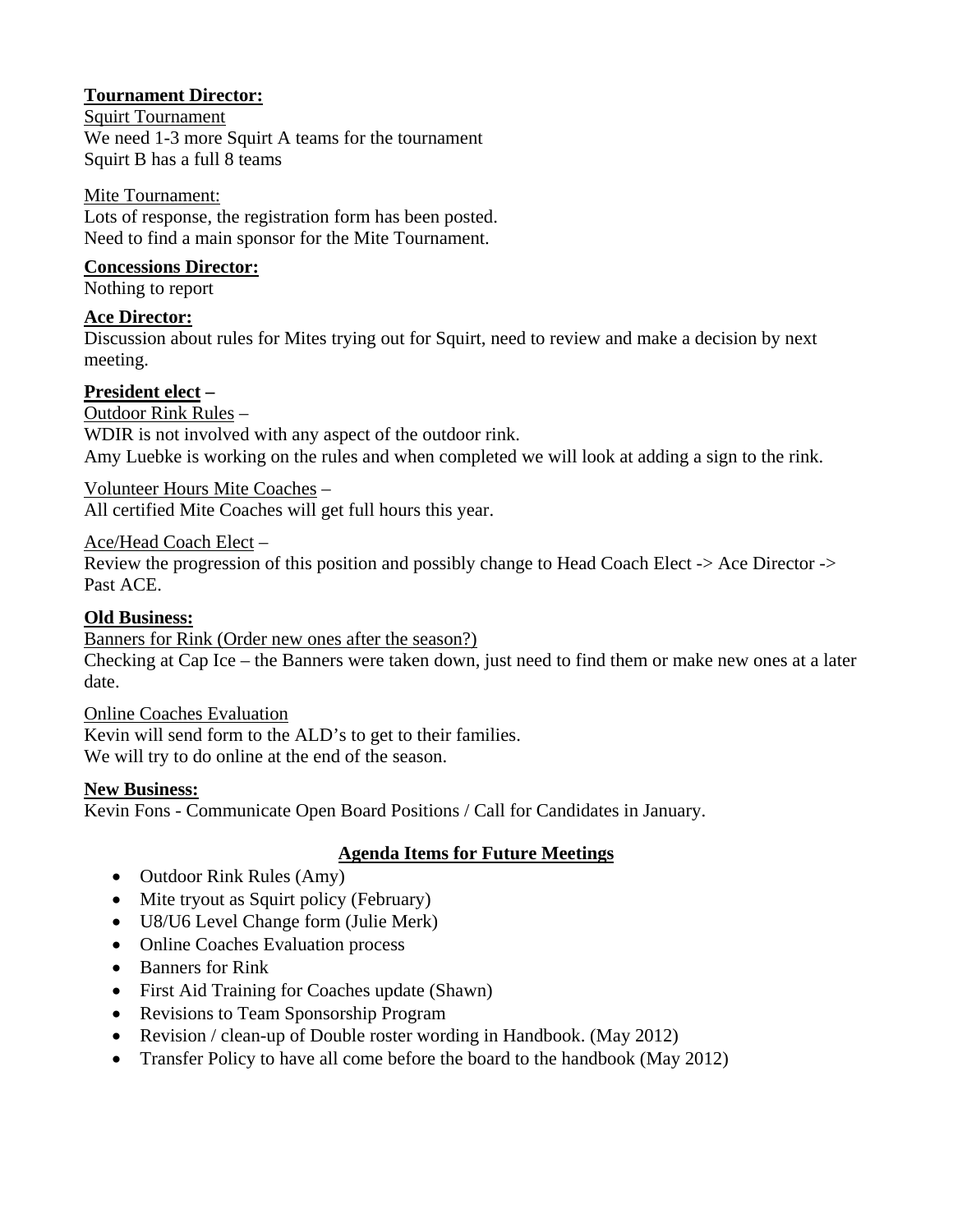**Tournament Director:**

Squirt Tournament
We need 1-3 more Squirt A teams for the tournament
Squirt B has a full 8 teams

Mite Tournament:
Lots of response, the registration form has been posted.
Need to find a main sponsor for the Mite Tournament.

**Concessions Director:**
Nothing to report

**Ace Director:**
Discussion about rules for Mites trying out for Squirt, need to review and make a decision by next meeting.

**President elect** –

Outdoor Rink Rules –
WDIR is not involved with any aspect of the outdoor rink.
Amy Luebke is working on the rules and when completed we will look at adding a sign to the rink.

Volunteer Hours Mite Coaches –
All certified Mite Coaches will get full hours this year.

Ace/Head Coach Elect –
Review the progression of this position and possibly change to Head Coach Elect -> Ace Director -> Past ACE.

**Old Business:**

Banners for Rink (Order new ones after the season?)
Checking at Cap Ice – the Banners were taken down, just need to find them or make new ones at a later date.

Online Coaches Evaluation
Kevin will send form to the ALD's to get to their families.
We will try to do online at the end of the season.

**New Business:**
Kevin Fons - Communicate Open Board Positions / Call for Candidates in January.

**Agenda Items for Future Meetings**

- Outdoor Rink Rules (Amy)
- Mite tryout as Squirt policy (February)
- U8/U6 Level Change form (Julie Merk)
- Online Coaches Evaluation process
- Banners for Rink
- First Aid Training for Coaches update (Shawn)
- Revisions to Team Sponsorship Program
- Revision / clean-up of Double roster wording in Handbook. (May 2012)
- Transfer Policy to have all come before the board to the handbook (May 2012)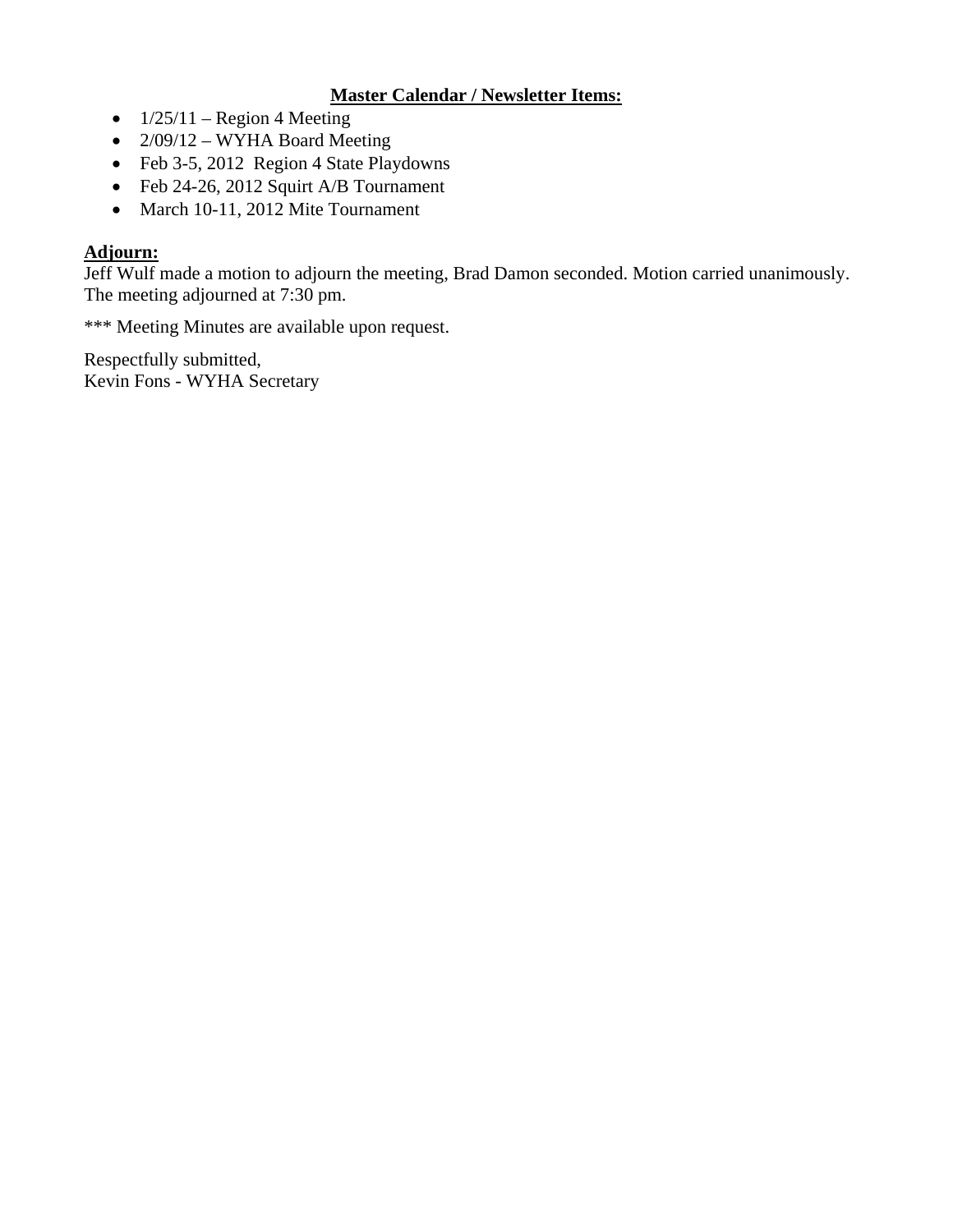**Master Calendar / Newsletter Items:**

- 1/25/11 – Region 4 Meeting
- 2/09/12 – WYHA Board Meeting
- Feb 3-5, 2012 Region 4 State Playdowns
- Feb 24-26, 2012 Squirt A/B Tournament
- March 10-11, 2012 Mite Tournament

**Adjourn:**

Jeff Wulf made a motion to adjourn the meeting, Brad Damon seconded. Motion carried unanimously. The meeting adjourned at 7:30 pm.

*** Meeting Minutes are available upon request.

Respectfully submitted,
Kevin Fons - WYHA Secretary